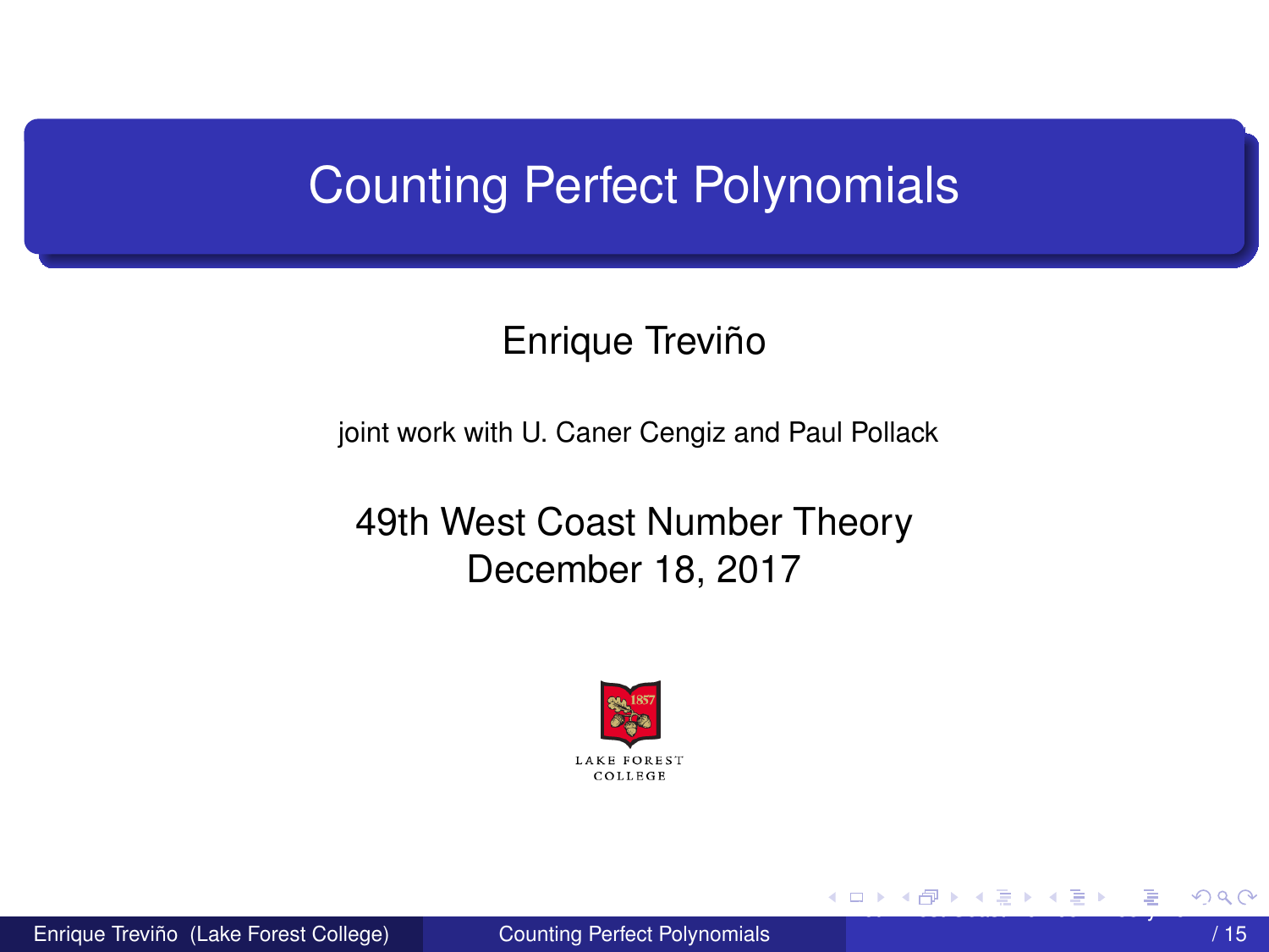# Counting Perfect Polynomials

Enrique Treviño

joint work with U. Caner Cengiz and Paul Pollack

49th West Coast Number Theory
December 18, 2017

LAKE FOREST COLLEGE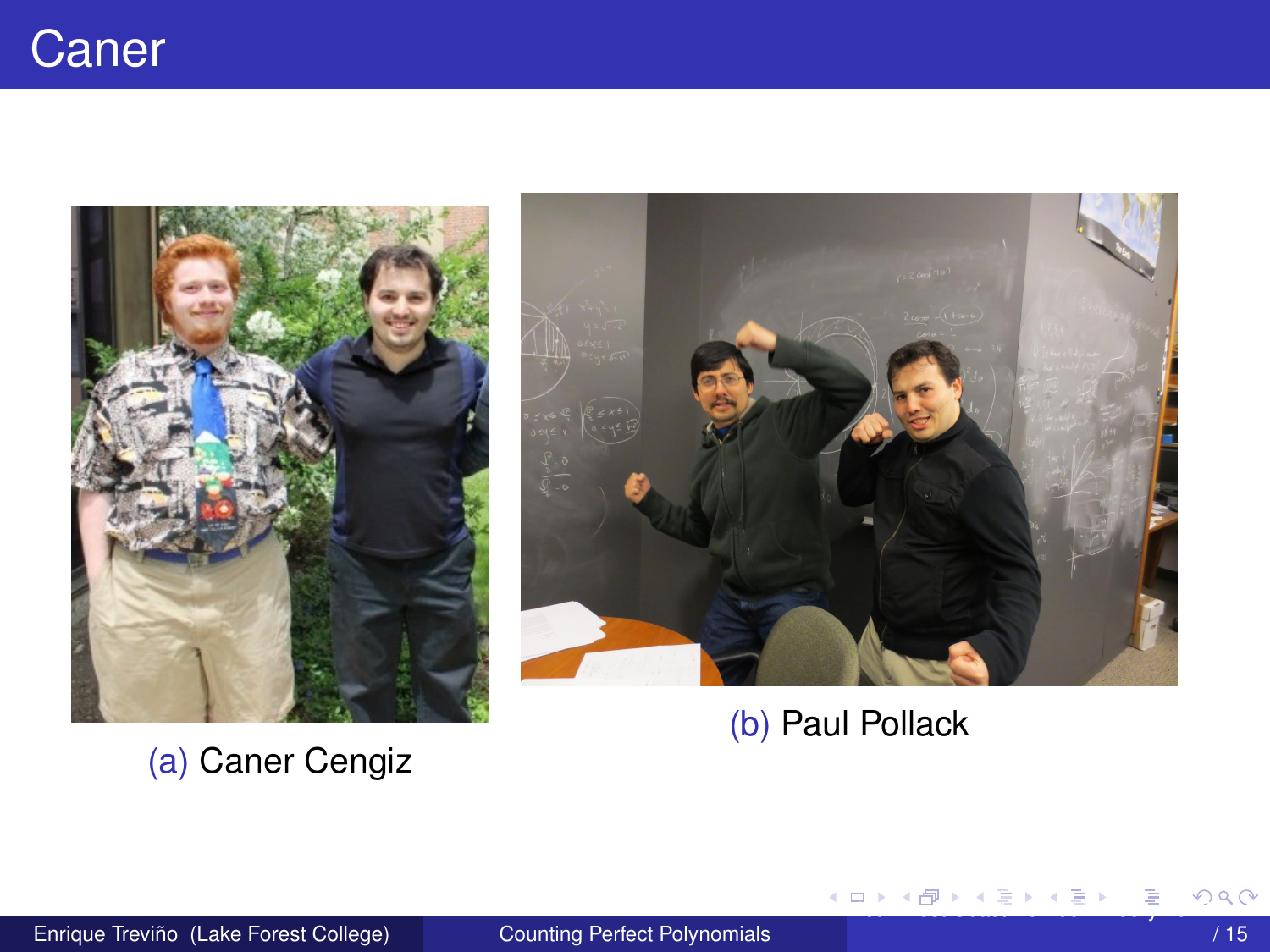# Caner

(a) Caner Cengiz

(b) Paul Pollack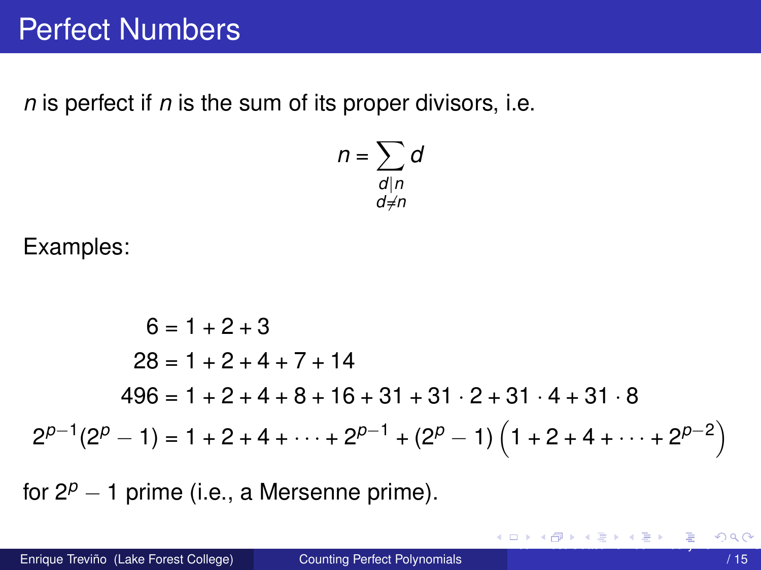# Perfect Numbers

$n$ is perfect if $n$ is the sum of its proper divisors, i.e.

$$n = \sum_{\substack{d|n \\ d \neq n}} d$$

Examples:

$$
\begin{aligned}
6 &= 1 + 2 + 3 \\
28 &= 1 + 2 + 4 + 7 + 14 \\
496 &= 1 + 2 + 4 + 8 + 16 + 31 + 31 \cdot 2 + 31 \cdot 4 + 31 \cdot 8 \\
2^{p-1}(2^p - 1) &= 1 + 2 + 4 + \cdots + 2^{p-1} + (2^p - 1)\left(1 + 2 + 4 + \cdots + 2^{p-2}\right)
\end{aligned}
$$

for $2^p - 1$ prime (i.e., a Mersenne prime).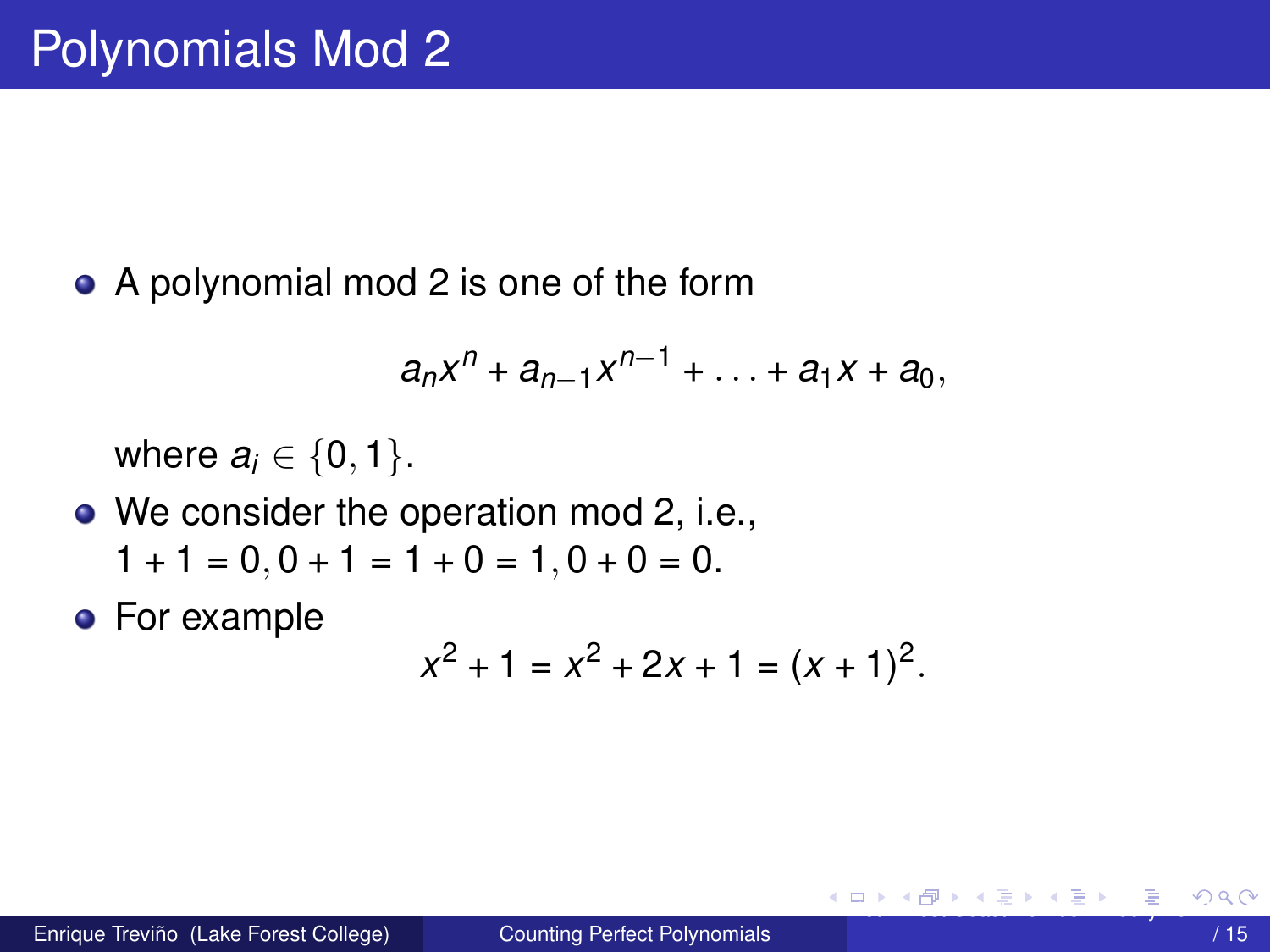# Polynomials Mod 2

- A polynomial mod 2 is one of the form

$$a_n x^n + a_{n-1} x^{n-1} + \ldots + a_1 x + a_0,$$

  where $a_i \in \{0, 1\}$.

- We consider the operation mod 2, i.e., $1 + 1 = 0, 0 + 1 = 1 + 0 = 1, 0 + 0 = 0$.

- For example

$$x^2 + 1 = x^2 + 2x + 1 = (x + 1)^2.$$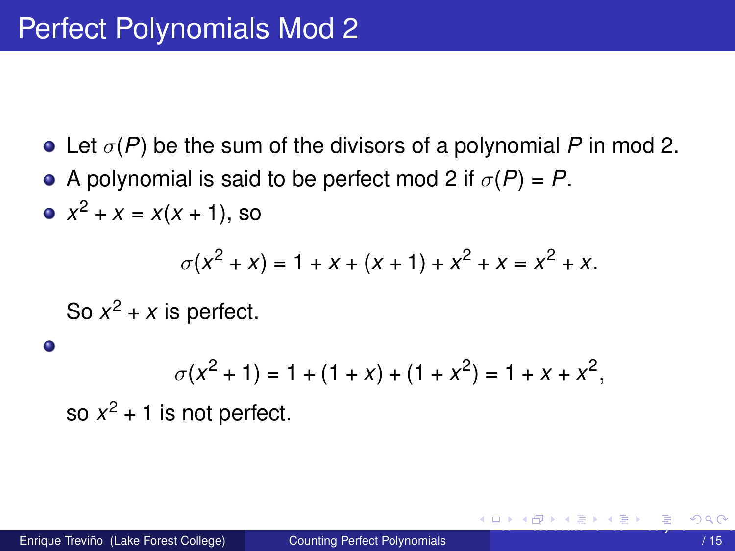# Perfect Polynomials Mod 2

- Let $\sigma(P)$ be the sum of the divisors of a polynomial $P$ in mod 2.
- A polynomial is said to be perfect mod 2 if $\sigma(P) = P$.
- $x^2 + x = x(x+1)$, so

$$\sigma(x^2 + x) = 1 + x + (x+1) + x^2 + x = x^2 + x.$$

  So $x^2 + x$ is perfect.

- $$\sigma(x^2 + 1) = 1 + (1 + x) + (1 + x^2) = 1 + x + x^2,$$

  so $x^2 + 1$ is not perfect.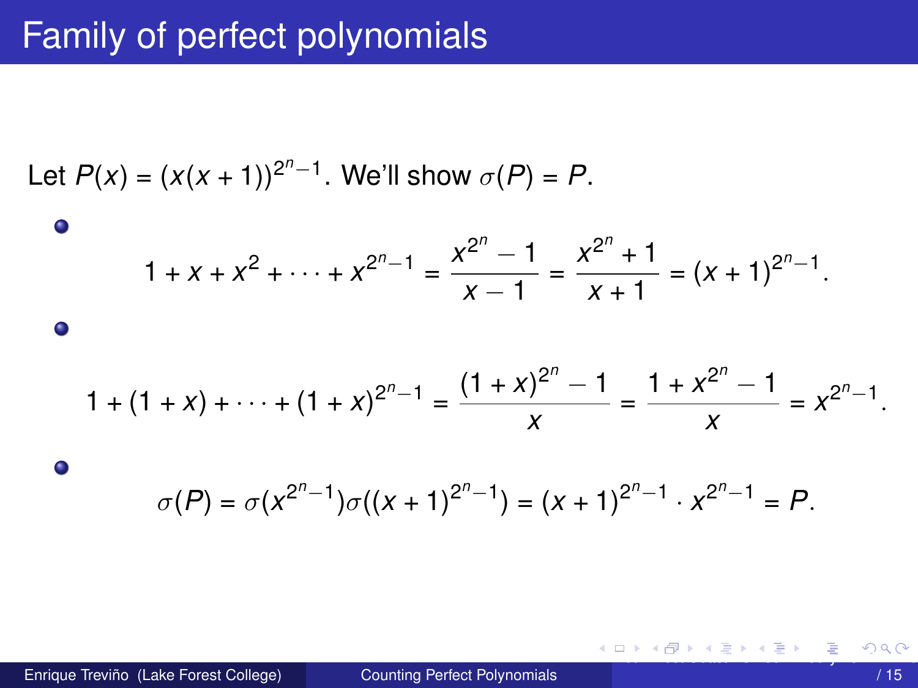# Family of perfect polynomials

Let $P(x) = (x(x+1))^{2^n-1}$. We'll show $\sigma(P) = P$.

- $$1 + x + x^2 + \cdots + x^{2^n-1} = \frac{x^{2^n} - 1}{x - 1} = \frac{x^{2^n} + 1}{x + 1} = (x+1)^{2^n-1}.$$

- $$1 + (1+x) + \cdots + (1+x)^{2^n-1} = \frac{(1+x)^{2^n} - 1}{x} = \frac{1 + x^{2^n} - 1}{x} = x^{2^n-1}.$$

- $$\sigma(P) = \sigma(x^{2^n-1})\sigma((x+1)^{2^n-1}) = (x+1)^{2^n-1} \cdot x^{2^n-1} = P.$$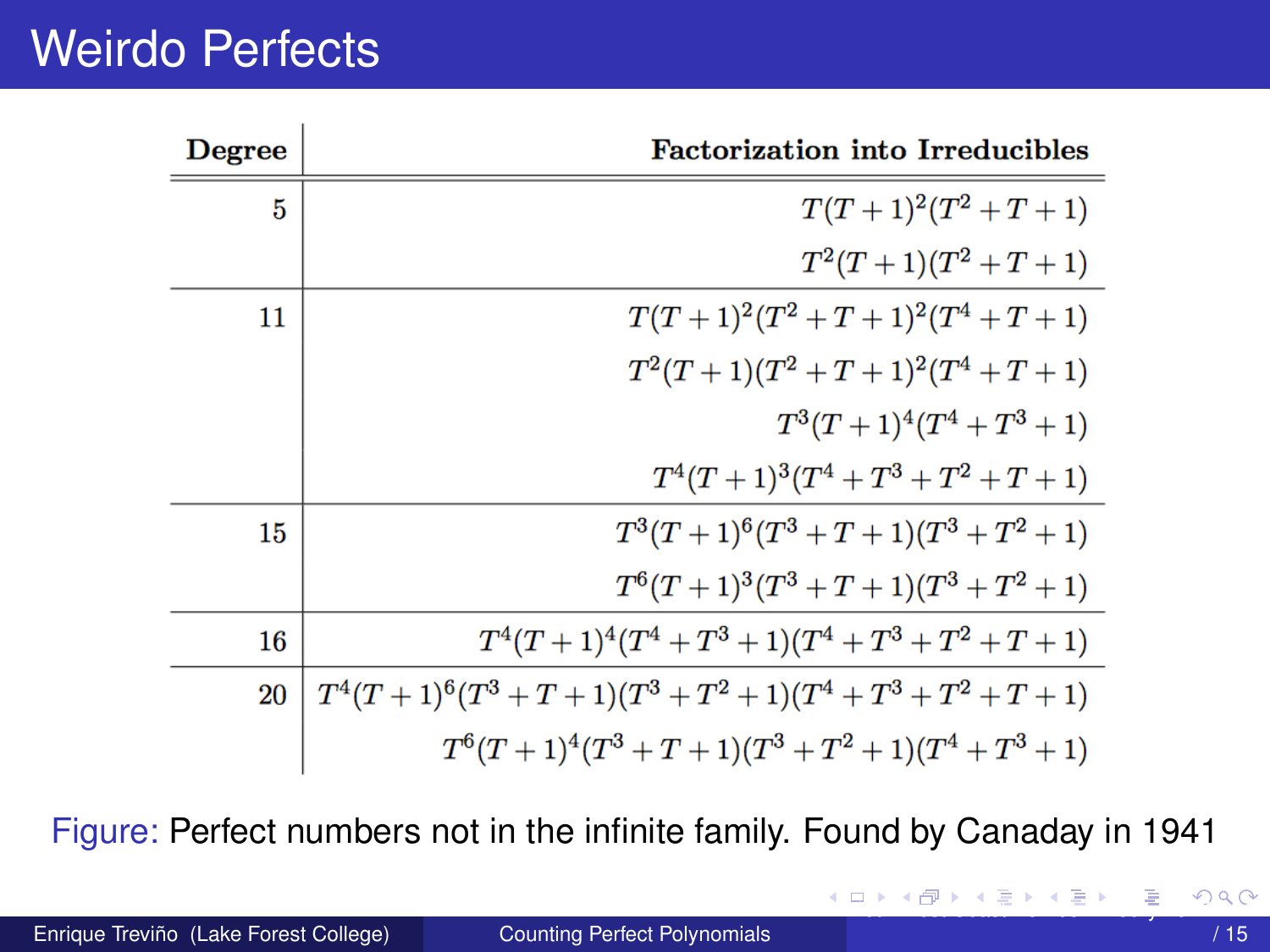# Weirdo Perfects

| Degree | Factorization into Irreducibles |
|---|---|
| 5 | $T(T+1)^2(T^2+T+1)$ |
| | $T^2(T+1)(T^2+T+1)$ |
| 11 | $T(T+1)^2(T^2+T+1)^2(T^4+T+1)$ |
| | $T^2(T+1)(T^2+T+1)^2(T^4+T+1)$ |
| | $T^3(T+1)^4(T^4+T^3+1)$ |
| | $T^4(T+1)^3(T^4+T^3+T^2+T+1)$ |
| 15 | $T^3(T+1)^6(T^3+T+1)(T^3+T^2+1)$ |
| | $T^6(T+1)^3(T^3+T+1)(T^3+T^2+1)$ |
| 16 | $T^4(T+1)^4(T^4+T^3+1)(T^4+T^3+T^2+T+1)$ |
| 20 | $T^4(T+1)^6(T^3+T+1)(T^3+T^2+1)(T^4+T^3+T^2+T+1)$ |
| | $T^6(T+1)^4(T^3+T+1)(T^3+T^2+1)(T^4+T^3+1)$ |

Figure: Perfect numbers not in the infinite family. Found by Canaday in 1941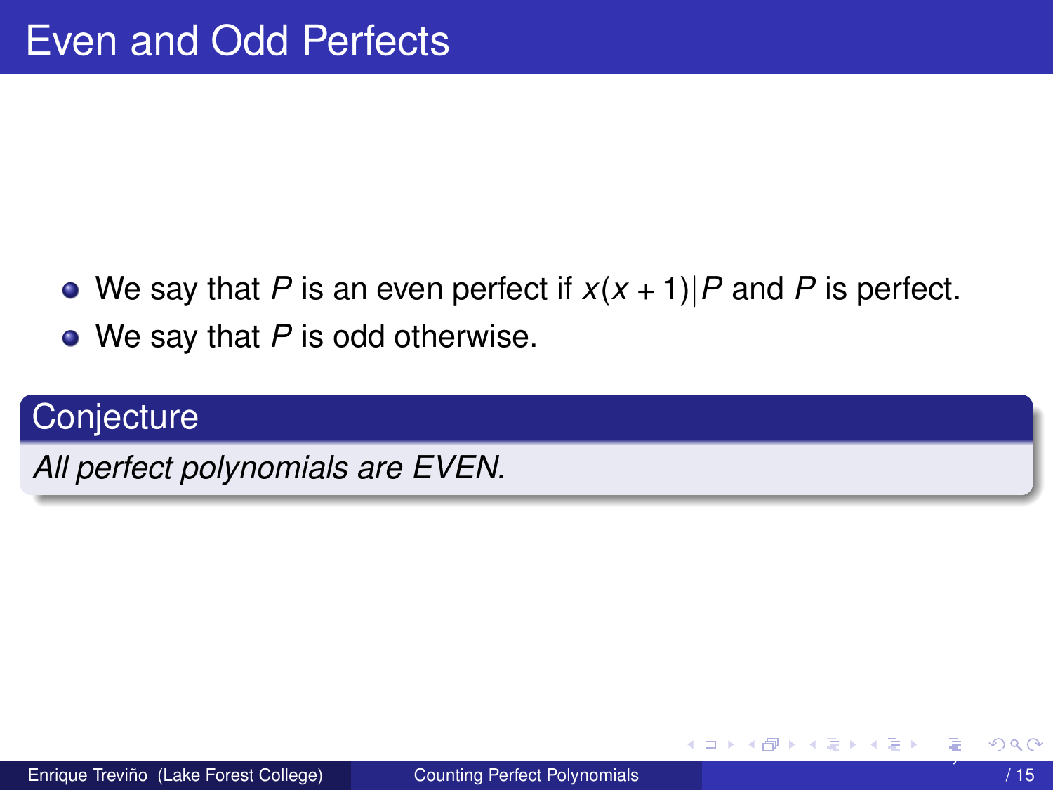# Even and Odd Perfects

- We say that $P$ is an even perfect if $x(x+1)|P$ and $P$ is perfect.
- We say that $P$ is odd otherwise.

**Conjecture**

*All perfect polynomials are EVEN.*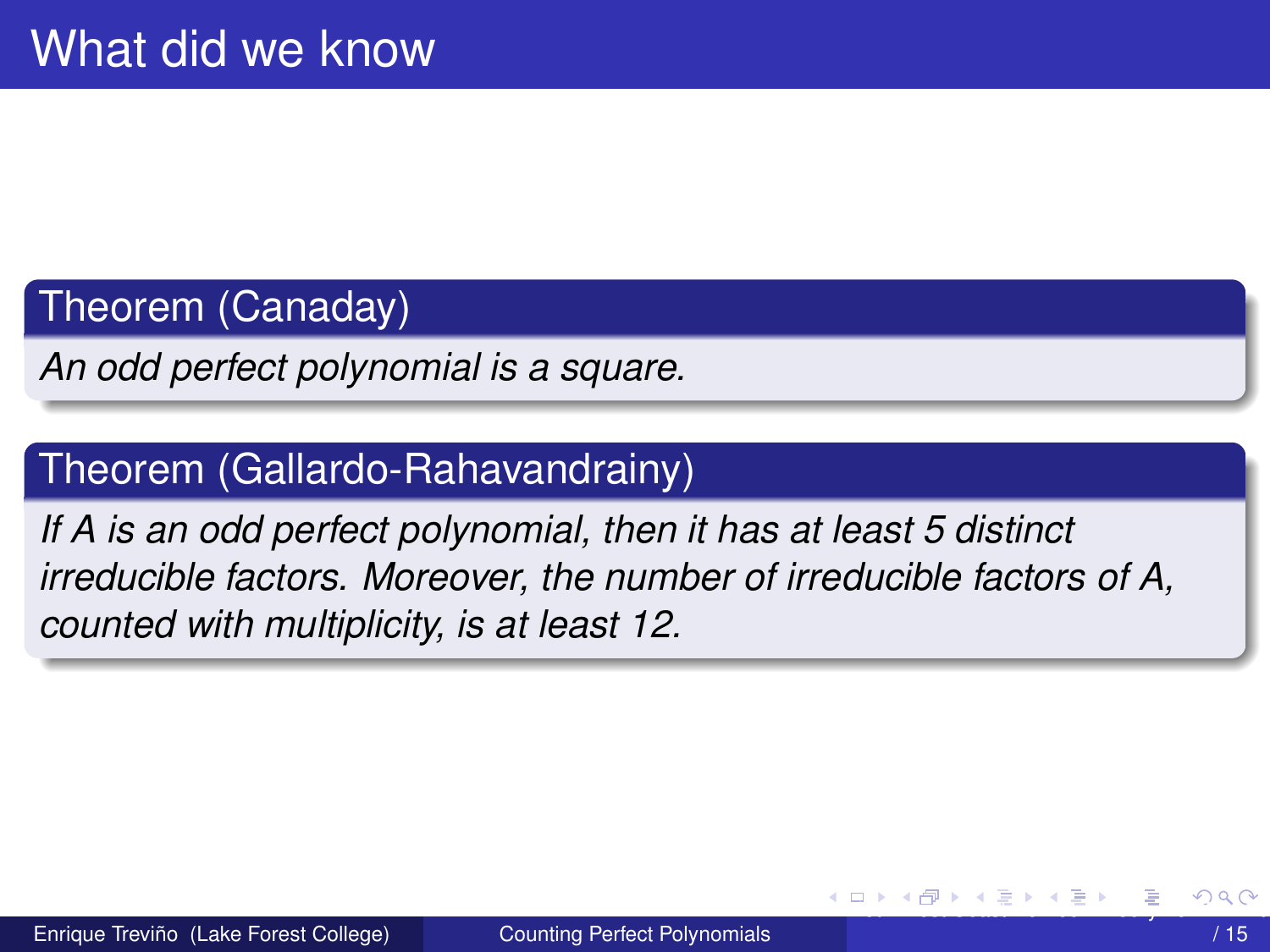# What did we know

**Theorem (Canaday)**

*An odd perfect polynomial is a square.*

**Theorem (Gallardo-Rahavandrainy)**

*If $A$ is an odd perfect polynomial, then it has at least 5 distinct irreducible factors. Moreover, the number of irreducible factors of $A$, counted with multiplicity, is at least 12.*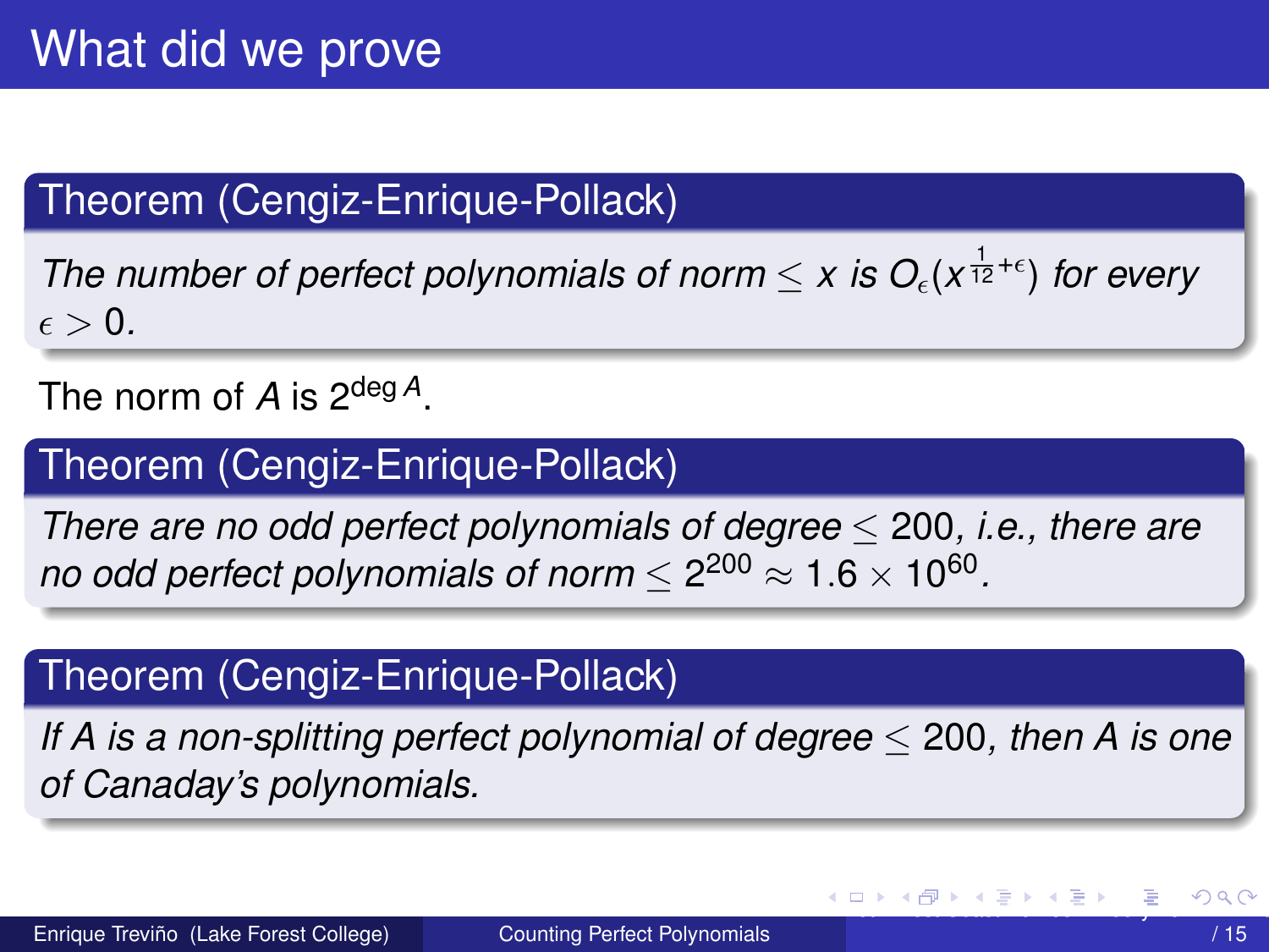# What did we prove

**Theorem (Cengiz-Enrique-Pollack)**

*The number of perfect polynomials of norm* $\leq x$ *is* $O_\epsilon(x^{\frac{1}{12}+\epsilon})$ *for every* $\epsilon > 0$.

The norm of $A$ is $2^{\deg A}$.

**Theorem (Cengiz-Enrique-Pollack)**

*There are no odd perfect polynomials of degree* $\leq 200$*, i.e., there are no odd perfect polynomials of norm* $\leq 2^{200} \approx 1.6 \times 10^{60}$.

**Theorem (Cengiz-Enrique-Pollack)**

*If* $A$ *is a non-splitting perfect polynomial of degree* $\leq 200$*, then* $A$ *is one of Canaday's polynomials.*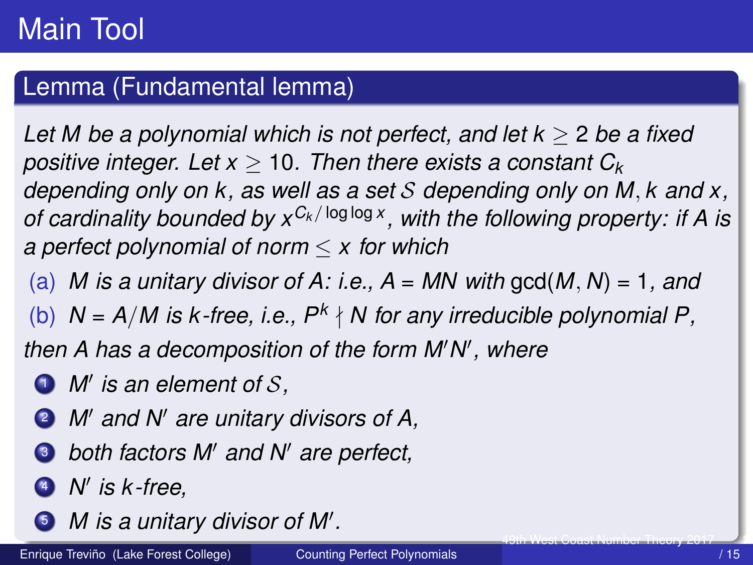# Main Tool

## Lemma (Fundamental lemma)

*Let $M$ be a polynomial which is not perfect, and let $k \geq 2$ be a fixed positive integer. Let $x \geq 10$. Then there exists a constant $C_k$ depending only on $k$, as well as a set $\mathcal{S}$ depending only on $M, k$ and $x$, of cardinality bounded by $x^{C_k/\log\log x}$, with the following property: if $A$ is a perfect polynomial of norm $\leq x$ for which*

(a) *$M$ is a unitary divisor of $A$: i.e., $A = MN$ with $\gcd(M, N) = 1$, and*

(b) *$N = A/M$ is $k$-free, i.e., $P^k \nmid N$ for any irreducible polynomial $P$,*

*then $A$ has a decomposition of the form $M'N'$, where*

1. *$M'$ is an element of $\mathcal{S}$,*
2. *$M'$ and $N'$ are unitary divisors of $A$,*
3. *both factors $M'$ and $N'$ are perfect,*
4. *$N'$ is $k$-free,*
5. *$M$ is a unitary divisor of $M'$.*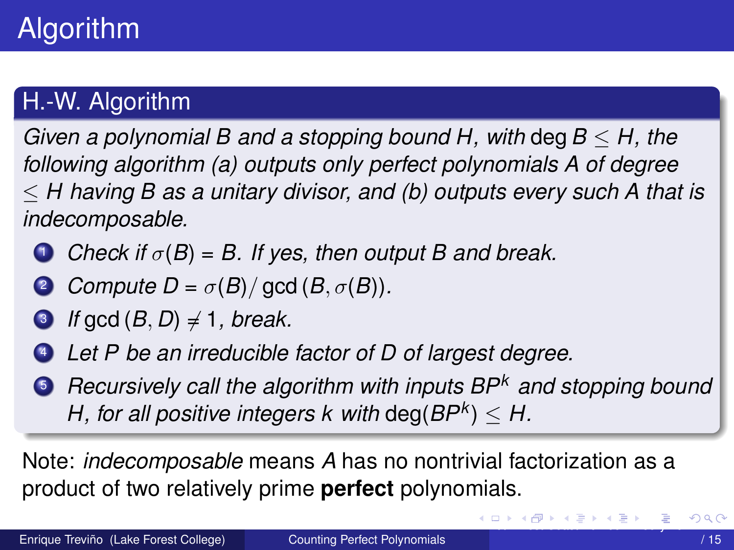# Algorithm

## H.-W. Algorithm

*Given a polynomial $B$ and a stopping bound $H$, with $\deg B \leq H$, the following algorithm (a) outputs only perfect polynomials $A$ of degree $\leq H$ having $B$ as a unitary divisor, and (b) outputs every such $A$ that is indecomposable.*

1. *Check if $\sigma(B) = B$. If yes, then output $B$ and break.*
2. *Compute $D = \sigma(B)/\gcd(B, \sigma(B))$.*
3. *If $\gcd(B, D) \neq 1$, break.*
4. *Let $P$ be an irreducible factor of $D$ of largest degree.*
5. *Recursively call the algorithm with inputs $BP^k$ and stopping bound $H$, for all positive integers $k$ with $\deg(BP^k) \leq H$.*

Note: *indecomposable* means $A$ has no nontrivial factorization as a product of two relatively prime **perfect** polynomials.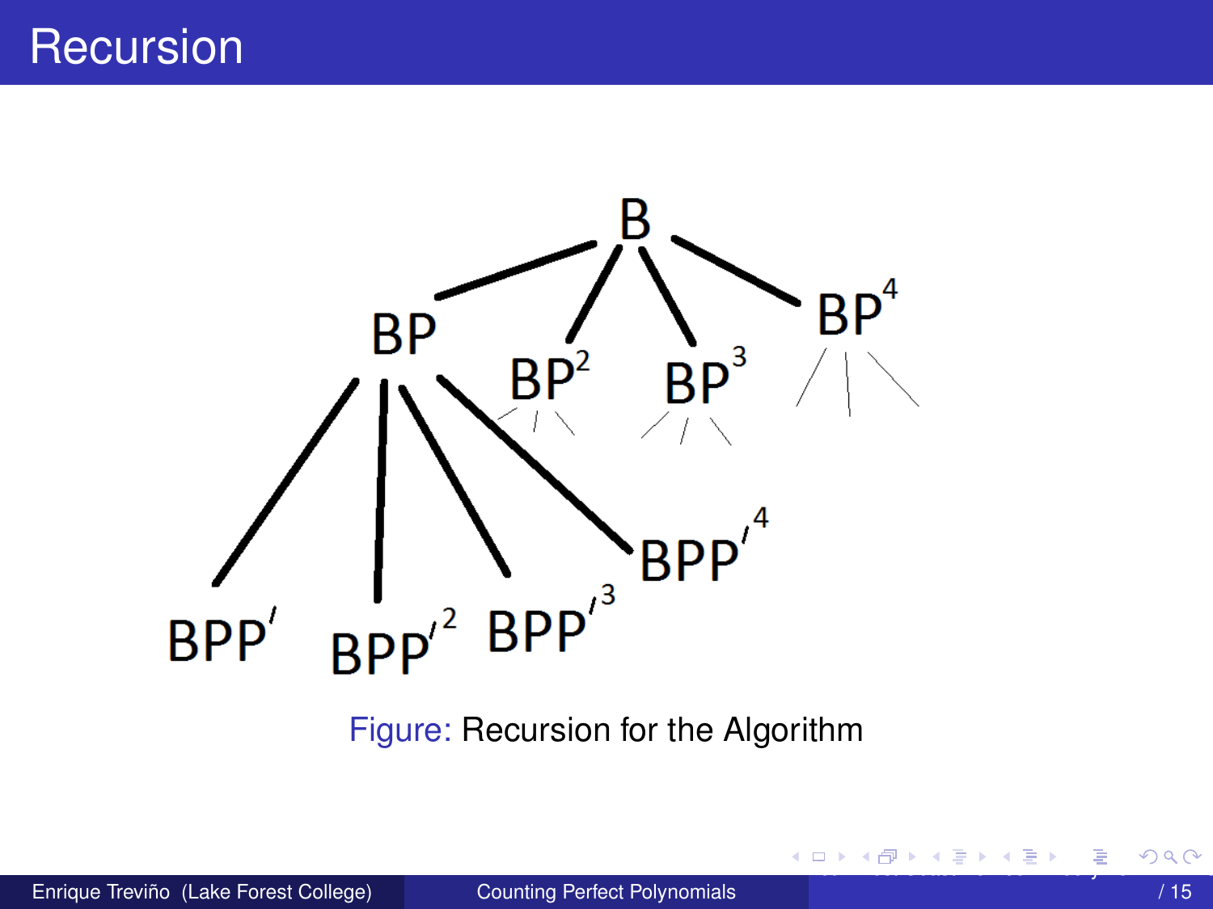# Recursion

Figure: Recursion for the Algorithm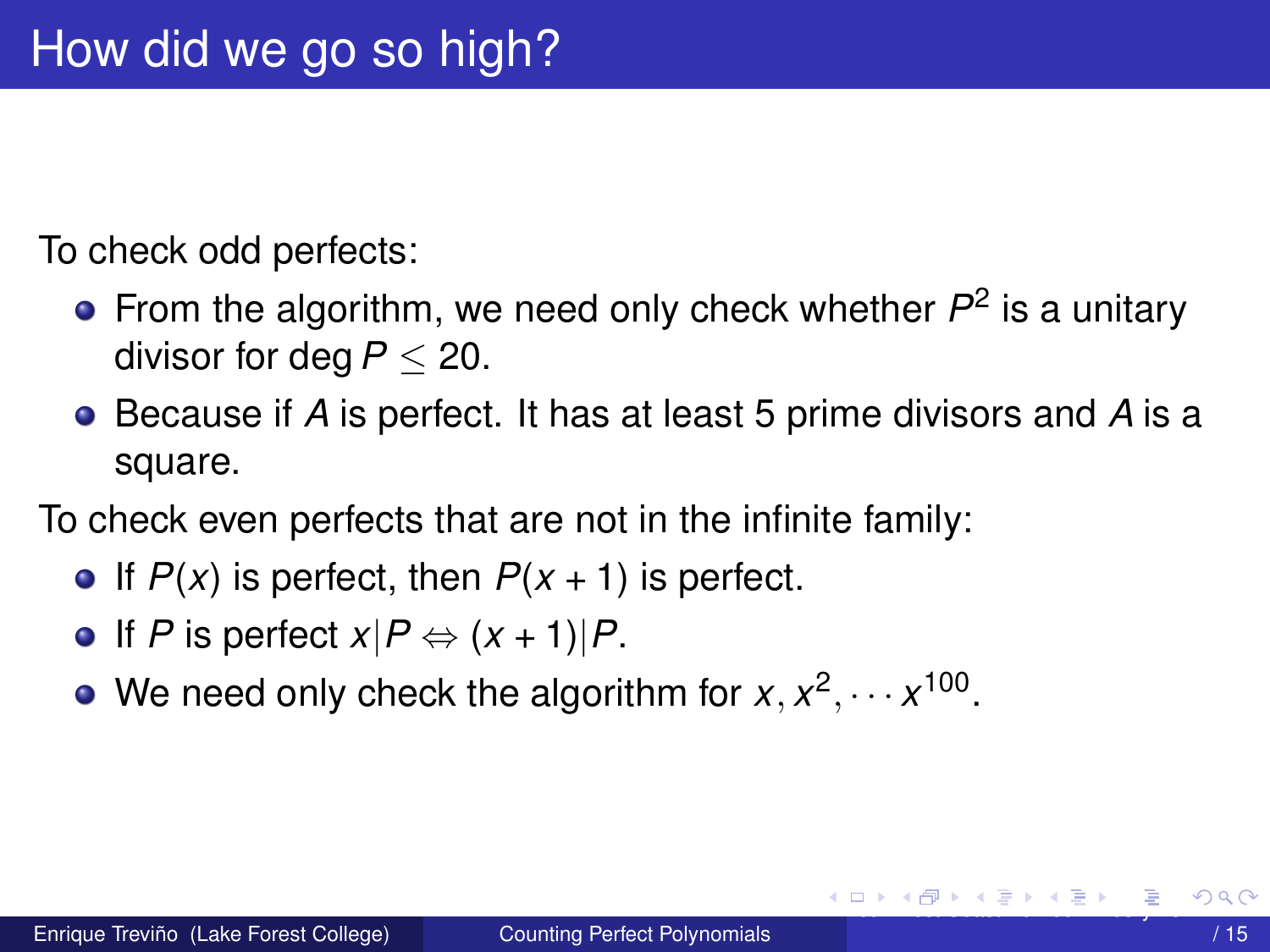# How did we go so high?

To check odd perfects:

- From the algorithm, we need only check whether $P^2$ is a unitary divisor for $\deg P \leq 20$.
- Because if $A$ is perfect. It has at least 5 prime divisors and $A$ is a square.

To check even perfects that are not in the infinite family:

- If $P(x)$ is perfect, then $P(x+1)$ is perfect.
- If $P$ is perfect $x|P \Leftrightarrow (x+1)|P$.
- We need only check the algorithm for $x, x^2, \cdots x^{100}$.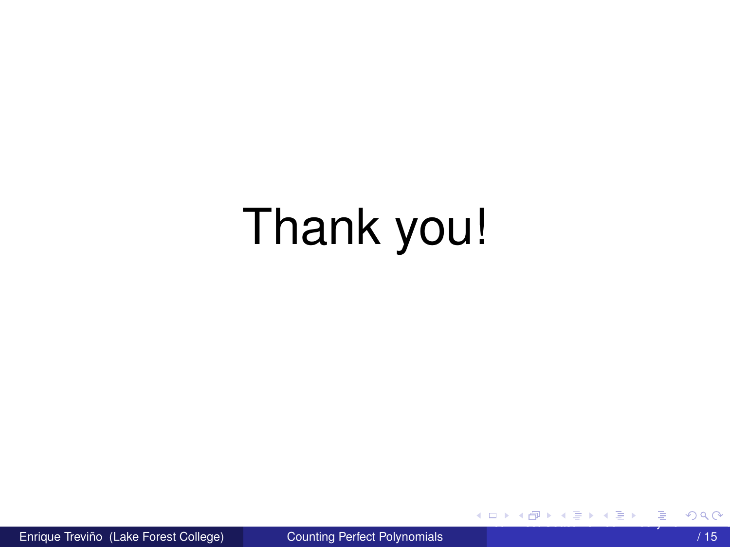# Thank you!